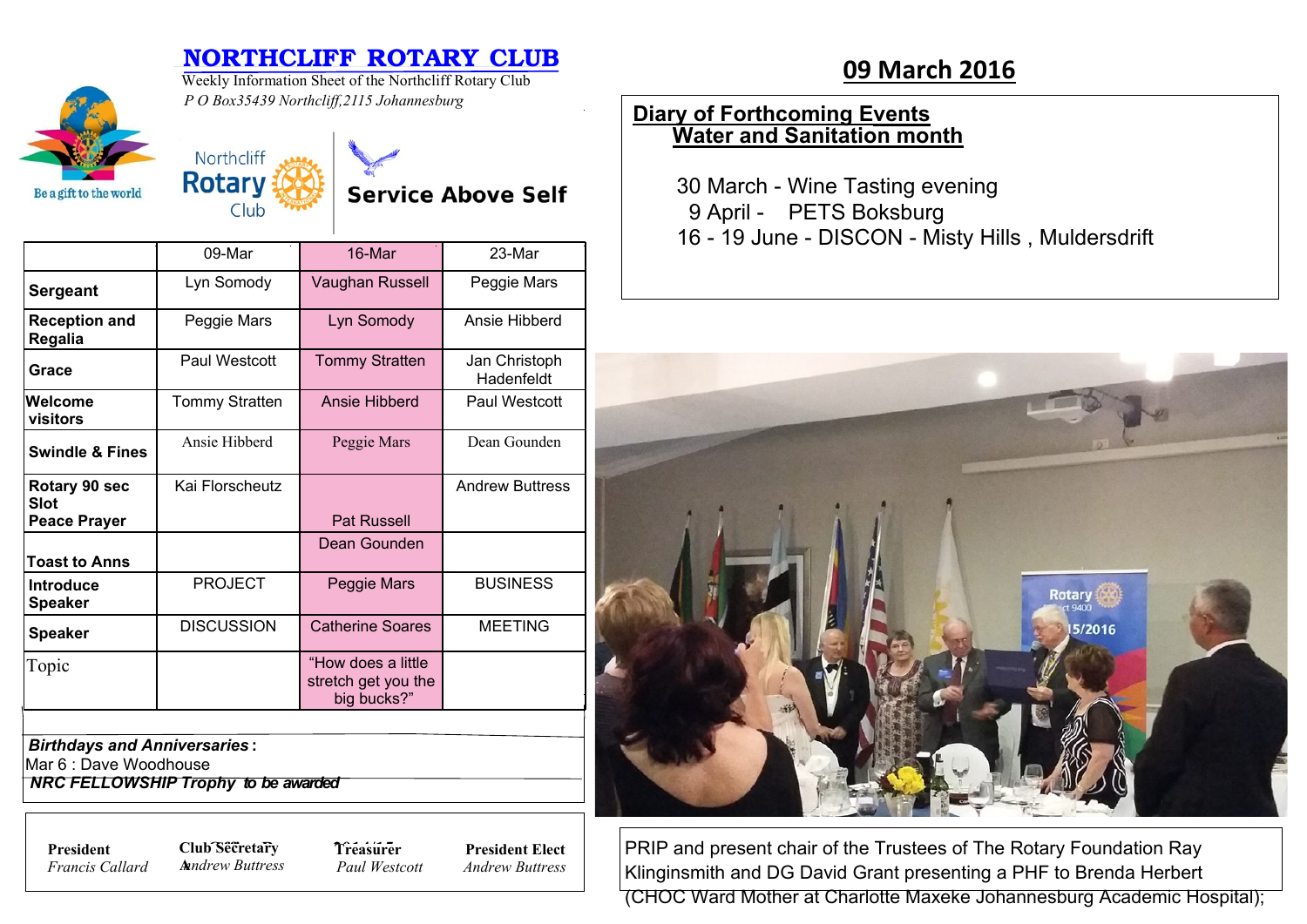# NORTHCLIFF ROTARY CLUB

Weekly Information Sheet of the Northcliff Rotary Club

*P O Box35439 Northcliff,2115 Johannesburg*

Be a gift to the world

Northcliff Rotary Club

**Service Above Self**

## 09 March 2016

|  | 09-Mar | 16-Mar | 23-Mar |
|---|---|---|---|
| **Sergeant** | Lyn Somody | Vaughan Russell | Peggie Mars |
| **Reception and Regalia** | Peggie Mars | Lyn Somody | Ansie Hibberd |
| **Grace** | Paul Westcott | Tommy Stratten | Jan Christoph Hadenfeldt |
| **Welcome visitors** | Tommy Stratten | Ansie Hibberd | Paul Westcott |
| **Swindle & Fines** | Ansie Hibberd | Peggie Mars | Dean Gounden |
| **Rotary 90 sec Slot** | Kai Florscheutz |  | Andrew Buttress |
| **Peace Prayer** |  | Pat Russell |  |
| **Toast to Anns** |  | Dean Gounden |  |
| **Introduce Speaker** | PROJECT | Peggie Mars | BUSINESS |
| **Speaker** | DISCUSSION | Catherine Soares | MEETING |
| Topic |  | "How does a little stretch get you the big bucks?" |  |

***Birthdays and Anniversaries*:**

Mar 6 : Dave Woodhouse

***NRC FELLOWSHIP Trophy** to be awarded*

| **President** | **Club Secretary** | **Treasurer** | **President Elect** |
|---|---|---|---|
| *Francis Callard* | *Andrew Buttress* | *Paul Westcott* | *Andrew Buttress* |

## Diary of Forthcoming Events

### Water and Sanitation month

30 March - Wine Tasting evening

9 April - PETS Boksburg

16 - 19 June - DISCON - Misty Hills , Muldersdrift

PRIP and present chair of the Trustees of The Rotary Foundation Ray Klinginsmith and DG David Grant presenting a PHF to Brenda Herbert (CHOC Ward Mother at Charlotte Maxeke Johannesburg Academic Hospital);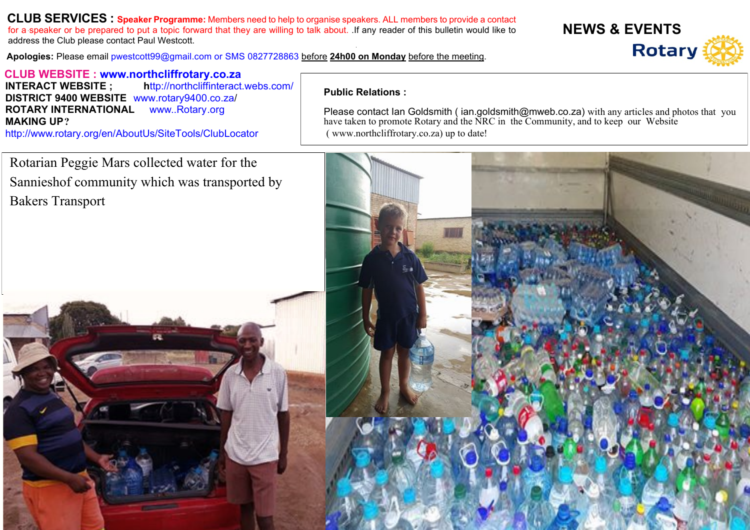**CLUB SERVICES :** **Speaker Programme:** Members need to help to organise speakers. ALL members to provide a contact for a speaker or be prepared to put a topic forward that they are willing to talk about. .If any reader of this bulletin would like to address the Club please contact Paul Westcott.

**Apologies:** Please email pwestcott99@gmail.com or SMS 0827728863 before **24h00 on Monday** before the meeting.

# NEWS & EVENTS

Rotary

**CLUB WEBSITE : www.northcliffrotary.co.za**

**INTERACT WEBSITE ;** http://northcliffinteract.webs.com/

**DISTRICT 9400 WEBSITE** www.rotary9400.co.za/

**ROTARY INTERNATIONAL** www..Rotary.org

**MAKING UP?**

http://www.rotary.org/en/AboutUs/SiteTools/ClubLocator

**Public Relations :**

Please contact Ian Goldsmith ( ian.goldsmith@mweb.co.za) with any articles and photos that you have taken to promote Rotary and the NRC in the Community, and to keep our Website ( www.northcliffrotary.co.za) up to date!

Rotarian Peggie Mars collected water for the Sannieshof community which was transported by Bakers Transport